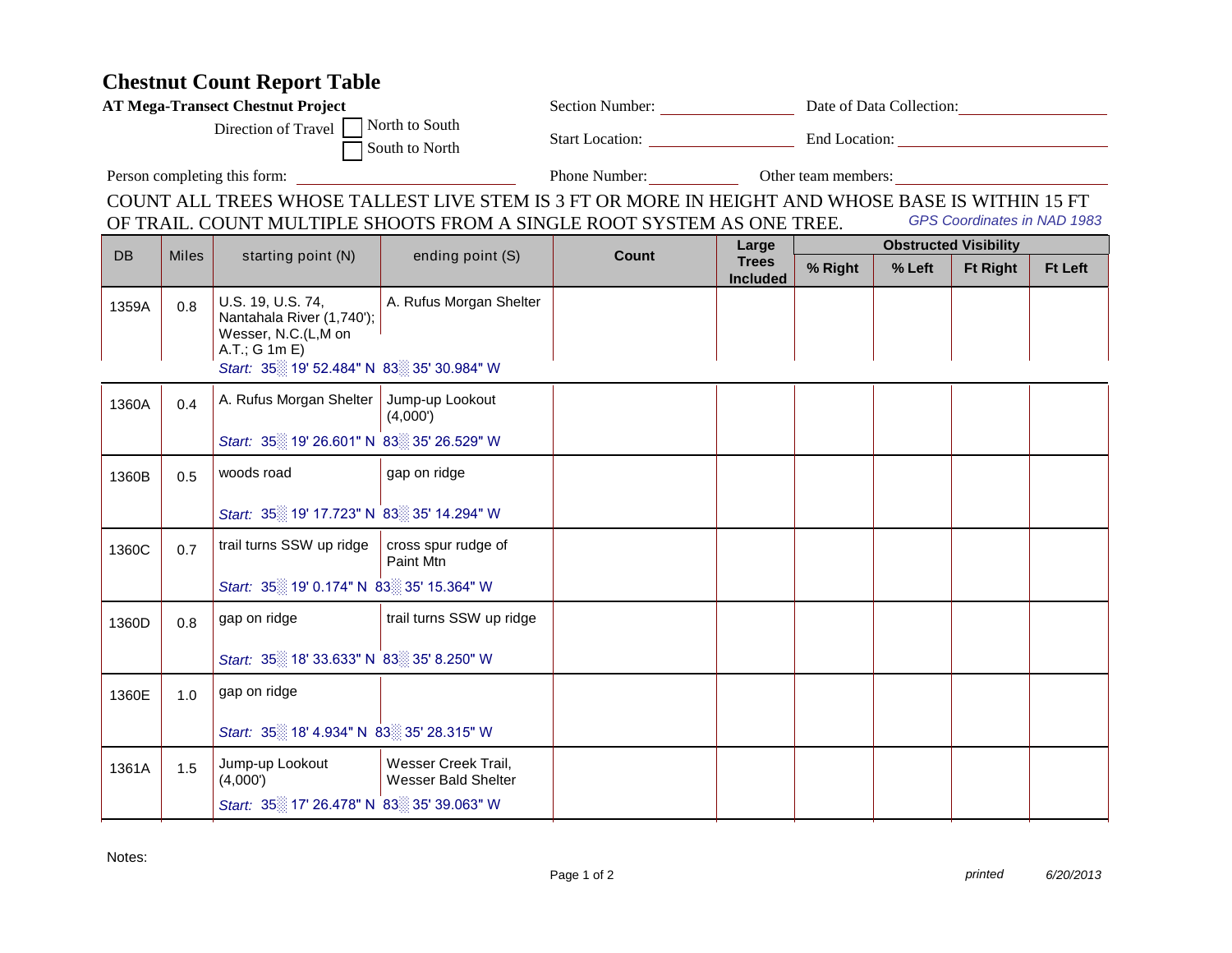# Chestnut Count Report Table

**AT Mega-Transect Chestnut Project**

Direction of Travel ☐ North to South ☐ South to North

Section Number: ________ Date of Data Collection: ________

Start Location: ________ End Location: ________

Person completing this form: ________ Phone Number: ________ Other team members: ________

COUNT ALL TREES WHOSE TALLEST LIVE STEM IS 3 FT OR MORE IN HEIGHT AND WHOSE BASE IS WITHIN 15 FT OF TRAIL. COUNT MULTIPLE SHOOTS FROM A SINGLE ROOT SYSTEM AS ONE TREE.

*GPS Coordinates in NAD 1983*

| DB | Miles | starting point (N) | ending point (S) | Count | Large Trees Included | Obstructed Visibility | | | |
|---|---|---|---|---|---|---|---|---|---|
| | | | | | | % Right | % Left | Ft Right | Ft Left |
| 1359A | 0.8 | U.S. 19, U.S. 74, Nantahala River (1,740'); Wesser, N.C.(L,M on A.T.; G 1m E) *Start: 35 19' 52.484" N 83 35' 30.984" W* | A. Rufus Morgan Shelter | | | | | | |
| 1360A | 0.4 | A. Rufus Morgan Shelter *Start: 35 19' 26.601" N 83 35' 26.529" W* | Jump-up Lookout (4,000') | | | | | | |
| 1360B | 0.5 | woods road *Start: 35 19' 17.723" N 83 35' 14.294" W* | gap on ridge | | | | | | |
| 1360C | 0.7 | trail turns SSW up ridge *Start: 35 19' 0.174" N 83 35' 15.364" W* | cross spur rudge of Paint Mtn | | | | | | |
| 1360D | 0.8 | gap on ridge *Start: 35 18' 33.633" N 83 35' 8.250" W* | trail turns SSW up ridge | | | | | | |
| 1360E | 1.0 | gap on ridge *Start: 35 18' 4.934" N 83 35' 28.315" W* | | | | | | | |
| 1361A | 1.5 | Jump-up Lookout (4,000') *Start: 35 17' 26.478" N 83 35' 39.063" W* | Wesser Creek Trail, Wesser Bald Shelter | | | | | | |

Notes:

*printed* *6/20/2013*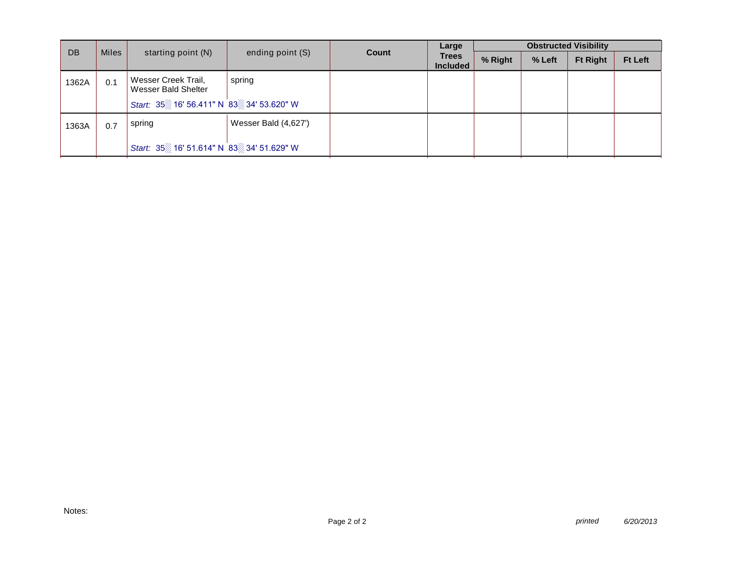| DB | Miles | starting point (N) | ending point (S) | Count | Large Trees Included | Obstructed Visibility | | | |
|---|---|---|---|---|---|---|---|---|---|
| | | | | | | % Right | % Left | Ft Right | Ft Left |
| 1362A | 0.1 | Wesser Creek Trail, Wesser Bald Shelter | spring | | | | | | |
| | | *Start:* 35░ 16' 56.411" N 83░ 34' 53.620" W | | | | | | | |
| 1363A | 0.7 | spring | Wesser Bald (4,627') | | | | | | |
| | | *Start:* 35░ 16' 51.614" N 83░ 34' 51.629" W | | | | | | | |

Notes:

*printed* *6/20/2013*